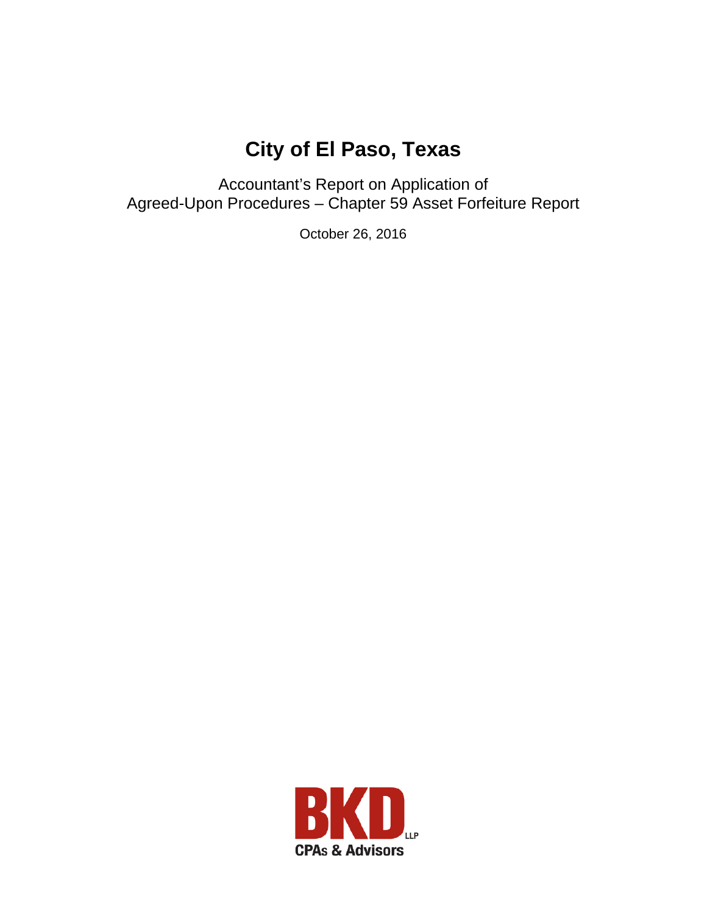# City of El Paso, Texas

Accountant's Report on Application of
Agreed-Upon Procedures – Chapter 59 Asset Forfeiture Report

October 26, 2016

BKD LLP
CPAs & Advisors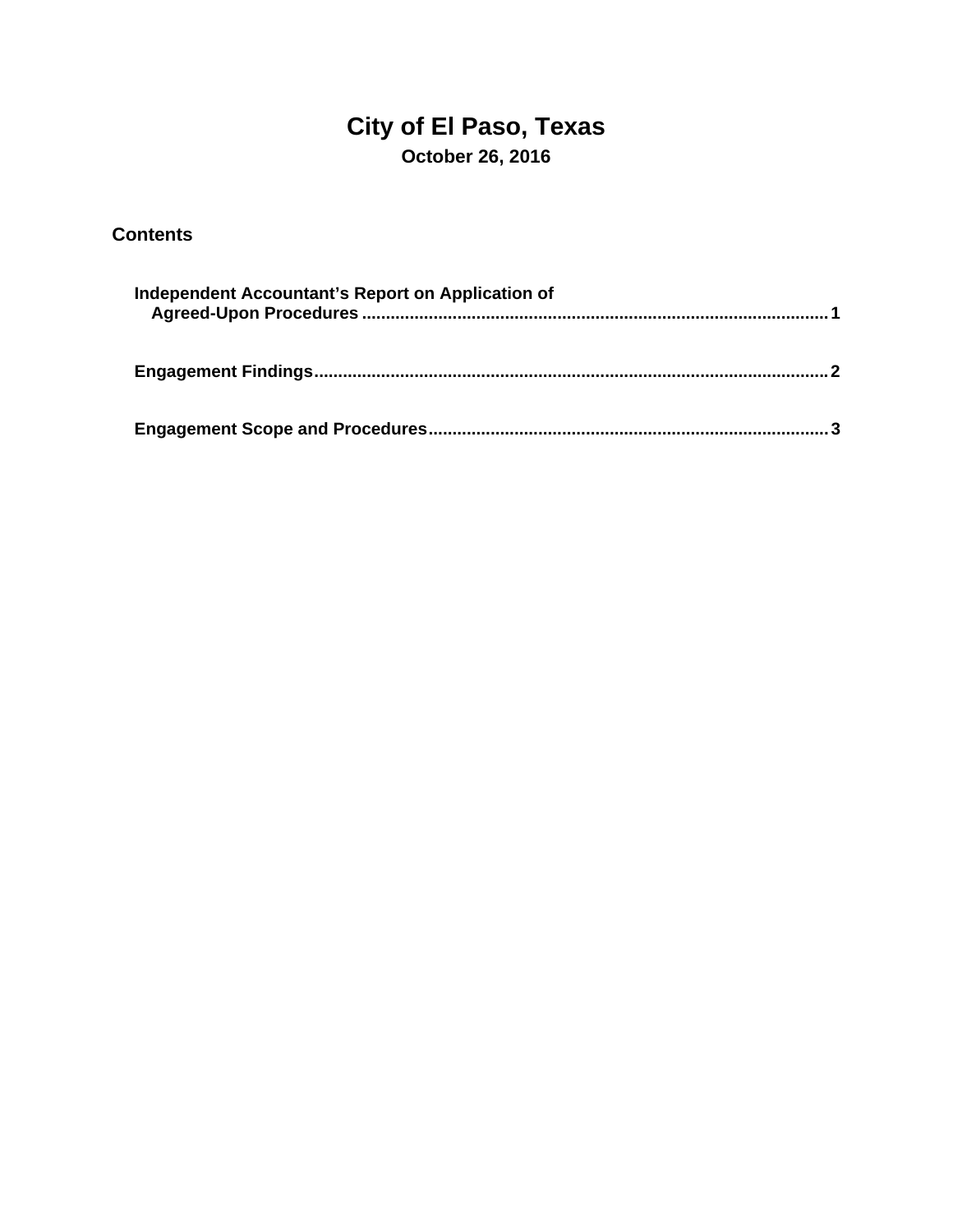# City of El Paso, Texas

**October 26, 2016**

## Contents

**Independent Accountant's Report on Application of Agreed-Upon Procedures** .................................................. 1

**Engagement Findings** .................................................. 2

**Engagement Scope and Procedures** .................................................. 3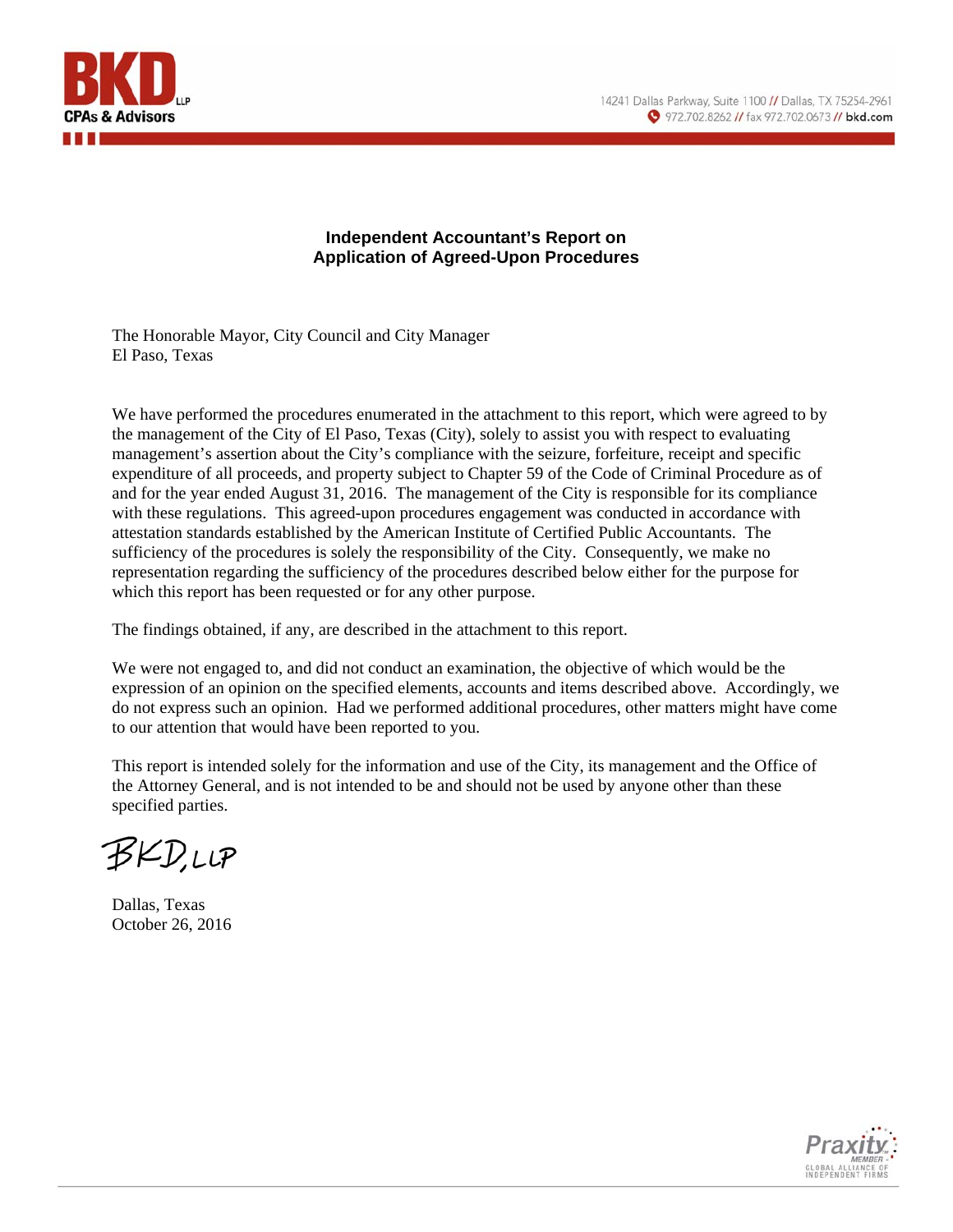## Independent Accountant's Report on Application of Agreed-Upon Procedures

The Honorable Mayor, City Council and City Manager
El Paso, Texas

We have performed the procedures enumerated in the attachment to this report, which were agreed to by the management of the City of El Paso, Texas (City), solely to assist you with respect to evaluating management's assertion about the City's compliance with the seizure, forfeiture, receipt and specific expenditure of all proceeds, and property subject to Chapter 59 of the Code of Criminal Procedure as of and for the year ended August 31, 2016. The management of the City is responsible for its compliance with these regulations. This agreed-upon procedures engagement was conducted in accordance with attestation standards established by the American Institute of Certified Public Accountants. The sufficiency of the procedures is solely the responsibility of the City. Consequently, we make no representation regarding the sufficiency of the procedures described below either for the purpose for which this report has been requested or for any other purpose.

The findings obtained, if any, are described in the attachment to this report.

We were not engaged to, and did not conduct an examination, the objective of which would be the expression of an opinion on the specified elements, accounts and items described above. Accordingly, we do not express such an opinion. Had we performed additional procedures, other matters might have come to our attention that would have been reported to you.

This report is intended solely for the information and use of the City, its management and the Office of the Attorney General, and is not intended to be and should not be used by anyone other than these specified parties.

BKD, LLP

Dallas, Texas
October 26, 2016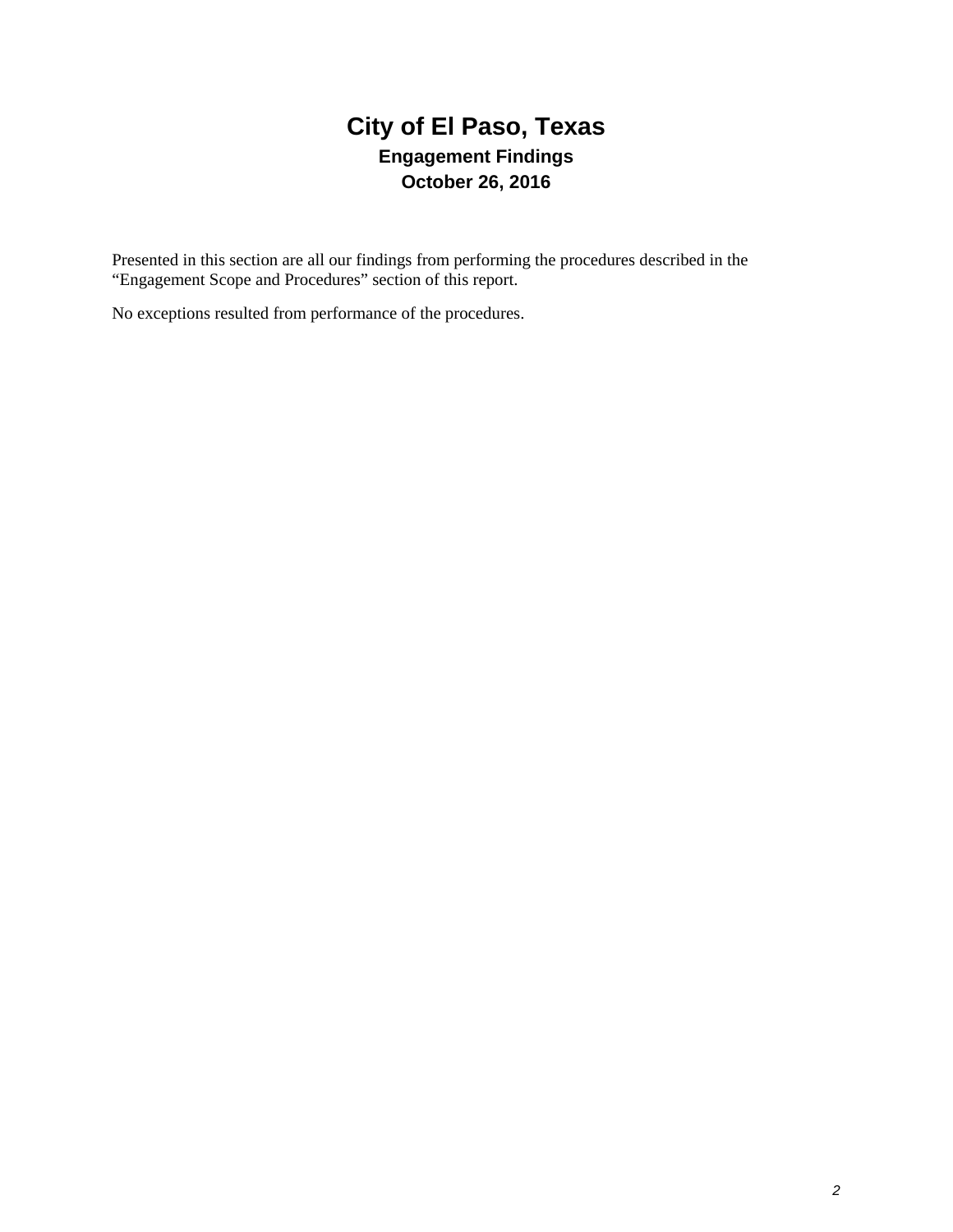# City of El Paso, Texas

## Engagement Findings

## October 26, 2016

Presented in this section are all our findings from performing the procedures described in the "Engagement Scope and Procedures" section of this report.

No exceptions resulted from performance of the procedures.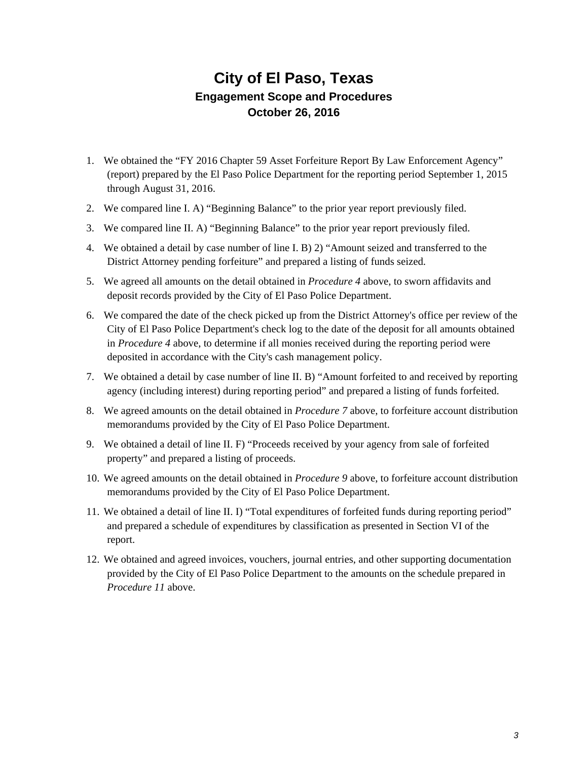# City of El Paso, Texas

## Engagement Scope and Procedures

## October 26, 2016

1. We obtained the "FY 2016 Chapter 59 Asset Forfeiture Report By Law Enforcement Agency" (report) prepared by the El Paso Police Department for the reporting period September 1, 2015 through August 31, 2016.
2. We compared line I. A) "Beginning Balance" to the prior year report previously filed.
3. We compared line II. A) "Beginning Balance" to the prior year report previously filed.
4. We obtained a detail by case number of line I. B) 2) "Amount seized and transferred to the District Attorney pending forfeiture" and prepared a listing of funds seized.
5. We agreed all amounts on the detail obtained in *Procedure 4* above, to sworn affidavits and deposit records provided by the City of El Paso Police Department.
6. We compared the date of the check picked up from the District Attorney's office per review of the City of El Paso Police Department's check log to the date of the deposit for all amounts obtained in *Procedure 4* above, to determine if all monies received during the reporting period were deposited in accordance with the City's cash management policy.
7. We obtained a detail by case number of line II. B) "Amount forfeited to and received by reporting agency (including interest) during reporting period" and prepared a listing of funds forfeited.
8. We agreed amounts on the detail obtained in *Procedure 7* above, to forfeiture account distribution memorandums provided by the City of El Paso Police Department.
9. We obtained a detail of line II. F) "Proceeds received by your agency from sale of forfeited property" and prepared a listing of proceeds.
10. We agreed amounts on the detail obtained in *Procedure 9* above, to forfeiture account distribution memorandums provided by the City of El Paso Police Department.
11. We obtained a detail of line II. I) "Total expenditures of forfeited funds during reporting period" and prepared a schedule of expenditures by classification as presented in Section VI of the report.
12. We obtained and agreed invoices, vouchers, journal entries, and other supporting documentation provided by the City of El Paso Police Department to the amounts on the schedule prepared in *Procedure 11* above.